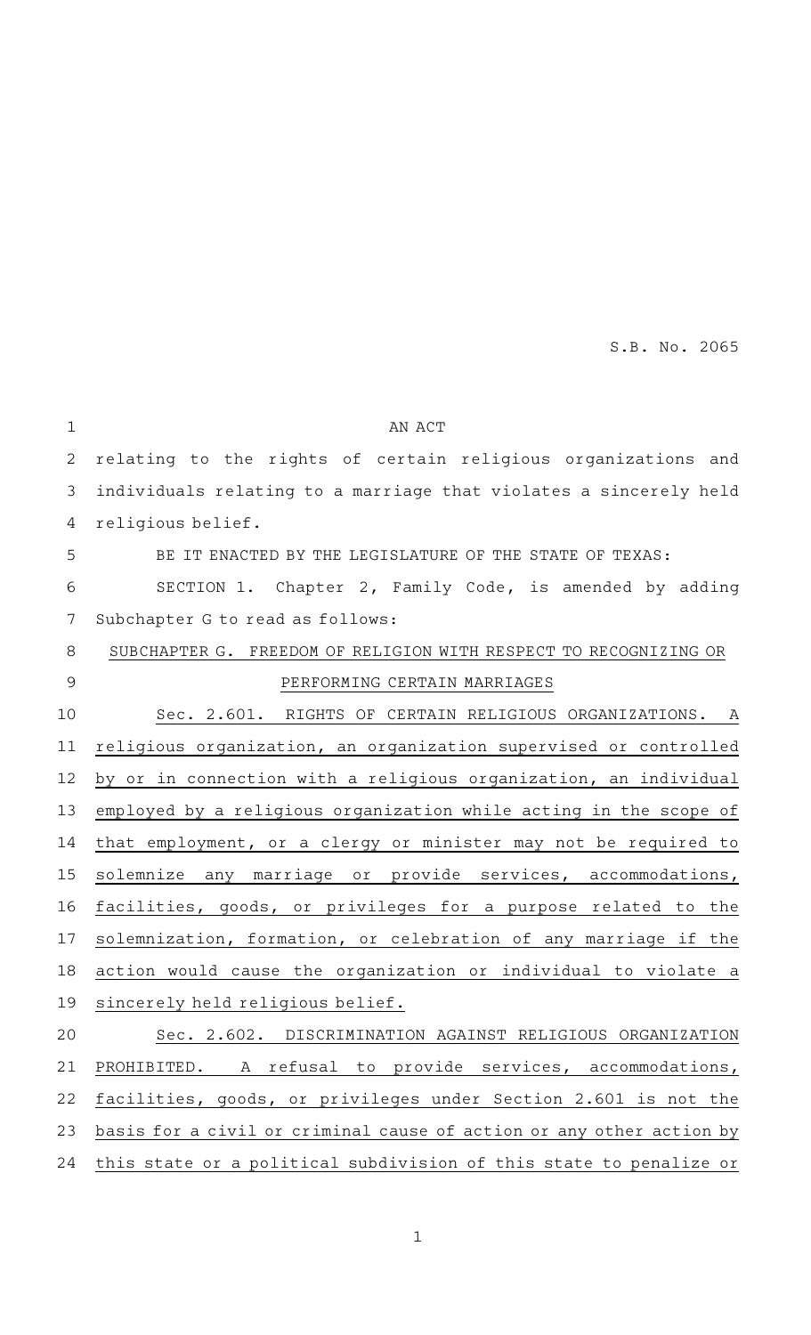S.B. No. 2065

AN ACT

relating to the rights of certain religious organizations and individuals relating to a marriage that violates a sincerely held religious belief.

BE IT ENACTED BY THE LEGISLATURE OF THE STATE OF TEXAS:

SECTION 1. Chapter 2, Family Code, is amended by adding Subchapter G to read as follows:

SUBCHAPTER G. FREEDOM OF RELIGION WITH RESPECT TO RECOGNIZING OR PERFORMING CERTAIN MARRIAGES

Sec. 2.601. RIGHTS OF CERTAIN RELIGIOUS ORGANIZATIONS. A religious organization, an organization supervised or controlled by or in connection with a religious organization, an individual employed by a religious organization while acting in the scope of that employment, or a clergy or minister may not be required to solemnize any marriage or provide services, accommodations, facilities, goods, or privileges for a purpose related to the solemnization, formation, or celebration of any marriage if the action would cause the organization or individual to violate a sincerely held religious belief.

Sec. 2.602. DISCRIMINATION AGAINST RELIGIOUS ORGANIZATION PROHIBITED. A refusal to provide services, accommodations, facilities, goods, or privileges under Section 2.601 is not the basis for a civil or criminal cause of action or any other action by this state or a political subdivision of this state to penalize or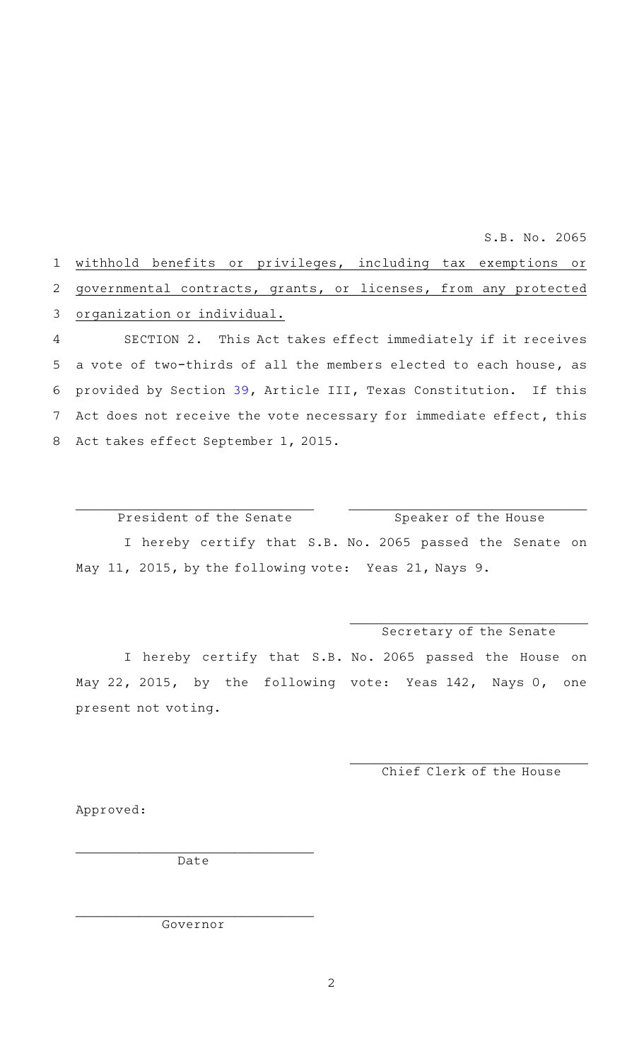S.B. No. 2065

withhold benefits or privileges, including tax exemptions or governmental contracts, grants, or licenses, from any protected organization or individual.

SECTION 2. This Act takes effect immediately if it receives a vote of two-thirds of all the members elected to each house, as provided by Section 39, Article III, Texas Constitution. If this Act does not receive the vote necessary for immediate effect, this Act takes effect September 1, 2015.

______________________________ President of the Senate

______________________________ Speaker of the House

I hereby certify that S.B. No. 2065 passed the Senate on May 11, 2015, by the following vote: Yeas 21, Nays 9.

______________________________ Secretary of the Senate

I hereby certify that S.B. No. 2065 passed the House on May 22, 2015, by the following vote: Yeas 142, Nays 0, one present not voting.

______________________________ Chief Clerk of the House

Approved:

______________________________ Date

______________________________ Governor